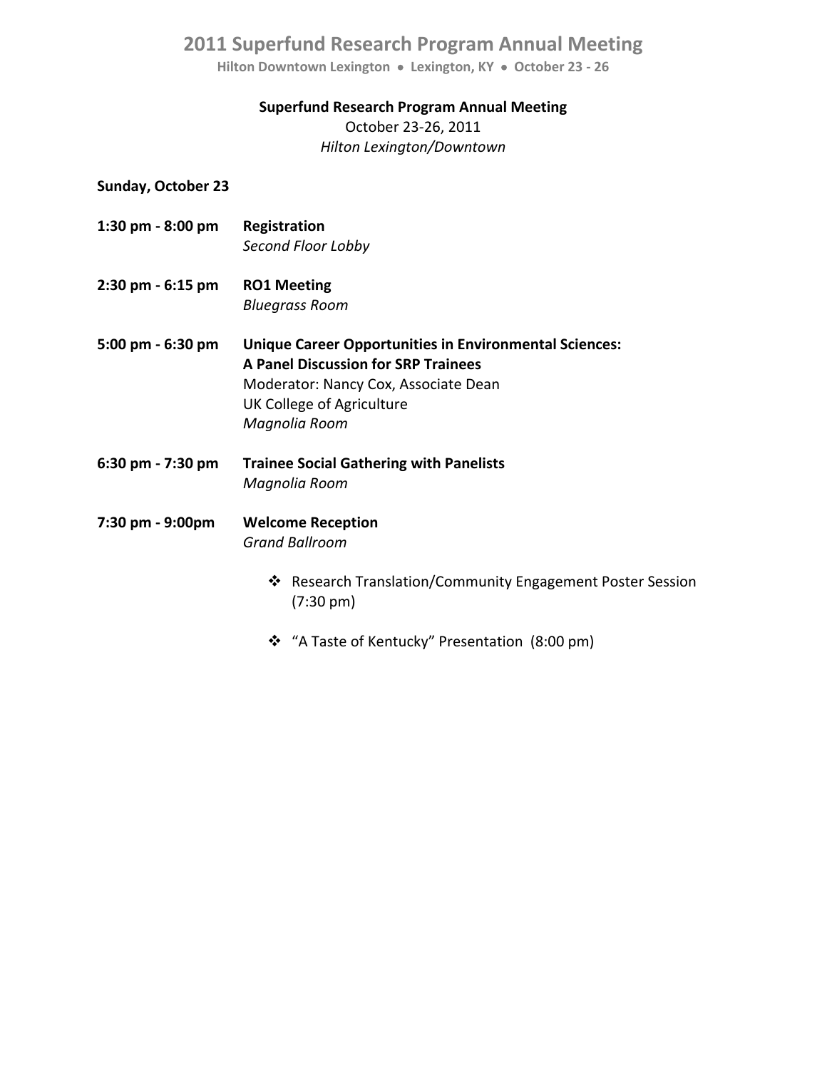**Superfund Research Program Annual Meeting**
October 23-26, 2011
*Hilton Lexington/Downtown*

**Sunday, October 23**

**1:30 pm - 8:00 pm** **Registration**
*Second Floor Lobby*

**2:30 pm - 6:15 pm** **RO1 Meeting**
*Bluegrass Room*

**5:00 pm - 6:30 pm** **Unique Career Opportunities in Environmental Sciences: A Panel Discussion for SRP Trainees**
Moderator: Nancy Cox, Associate Dean
UK College of Agriculture
*Magnolia Room*

**6:30 pm - 7:30 pm** **Trainee Social Gathering with Panelists**
*Magnolia Room*

**7:30 pm - 9:00pm** **Welcome Reception**
*Grand Ballroom*

- Research Translation/Community Engagement Poster Session (7:30 pm)
- "A Taste of Kentucky" Presentation (8:00 pm)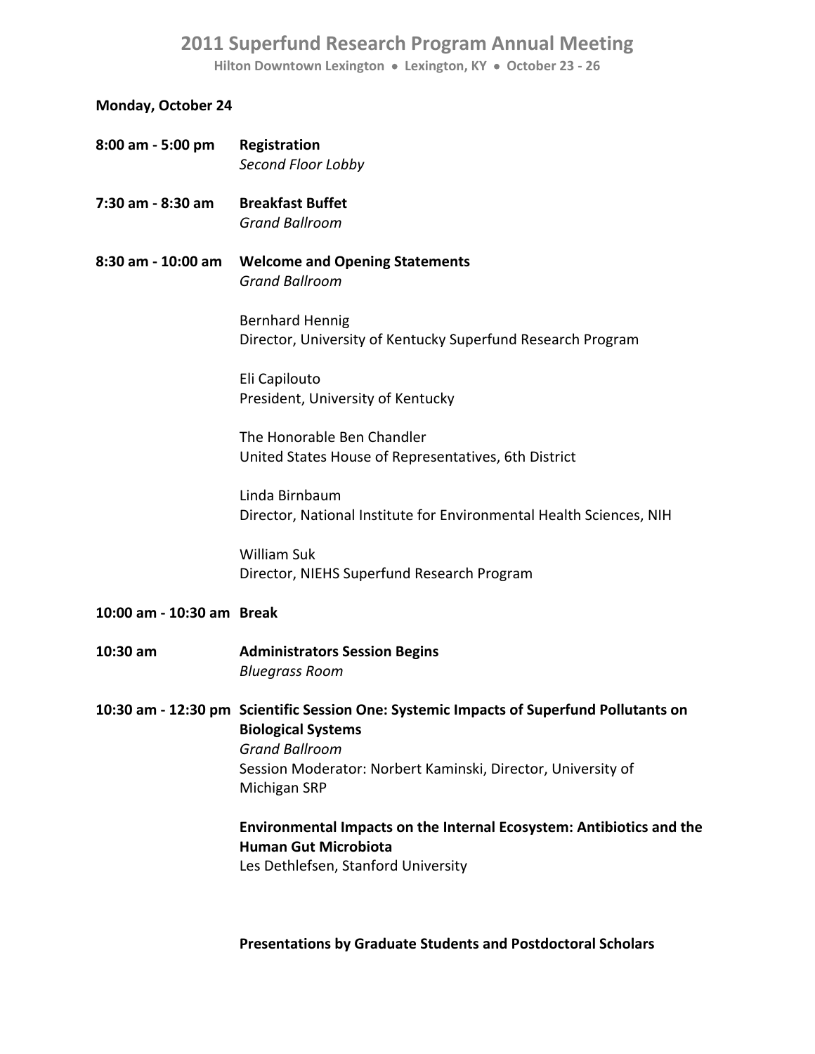# 2011 Superfund Research Program Annual Meeting

**Hilton Downtown Lexington • Lexington, KY • October 23 - 26**

**Monday, October 24**

**8:00 am - 5:00 pm** **Registration**
*Second Floor Lobby*

**7:30 am - 8:30 am** **Breakfast Buffet**
*Grand Ballroom*

**8:30 am - 10:00 am** **Welcome and Opening Statements**
*Grand Ballroom*

Bernhard Hennig
Director, University of Kentucky Superfund Research Program

Eli Capilouto
President, University of Kentucky

The Honorable Ben Chandler
United States House of Representatives, 6th District

Linda Birnbaum
Director, National Institute for Environmental Health Sciences, NIH

William Suk
Director, NIEHS Superfund Research Program

**10:00 am - 10:30 am** **Break**

**10:30 am** **Administrators Session Begins**
*Bluegrass Room*

**10:30 am - 12:30 pm** **Scientific Session One: Systemic Impacts of Superfund Pollutants on Biological Systems**
*Grand Ballroom*
Session Moderator: Norbert Kaminski, Director, University of Michigan SRP

**Environmental Impacts on the Internal Ecosystem: Antibiotics and the Human Gut Microbiota**
Les Dethlefsen, Stanford University

**Presentations by Graduate Students and Postdoctoral Scholars**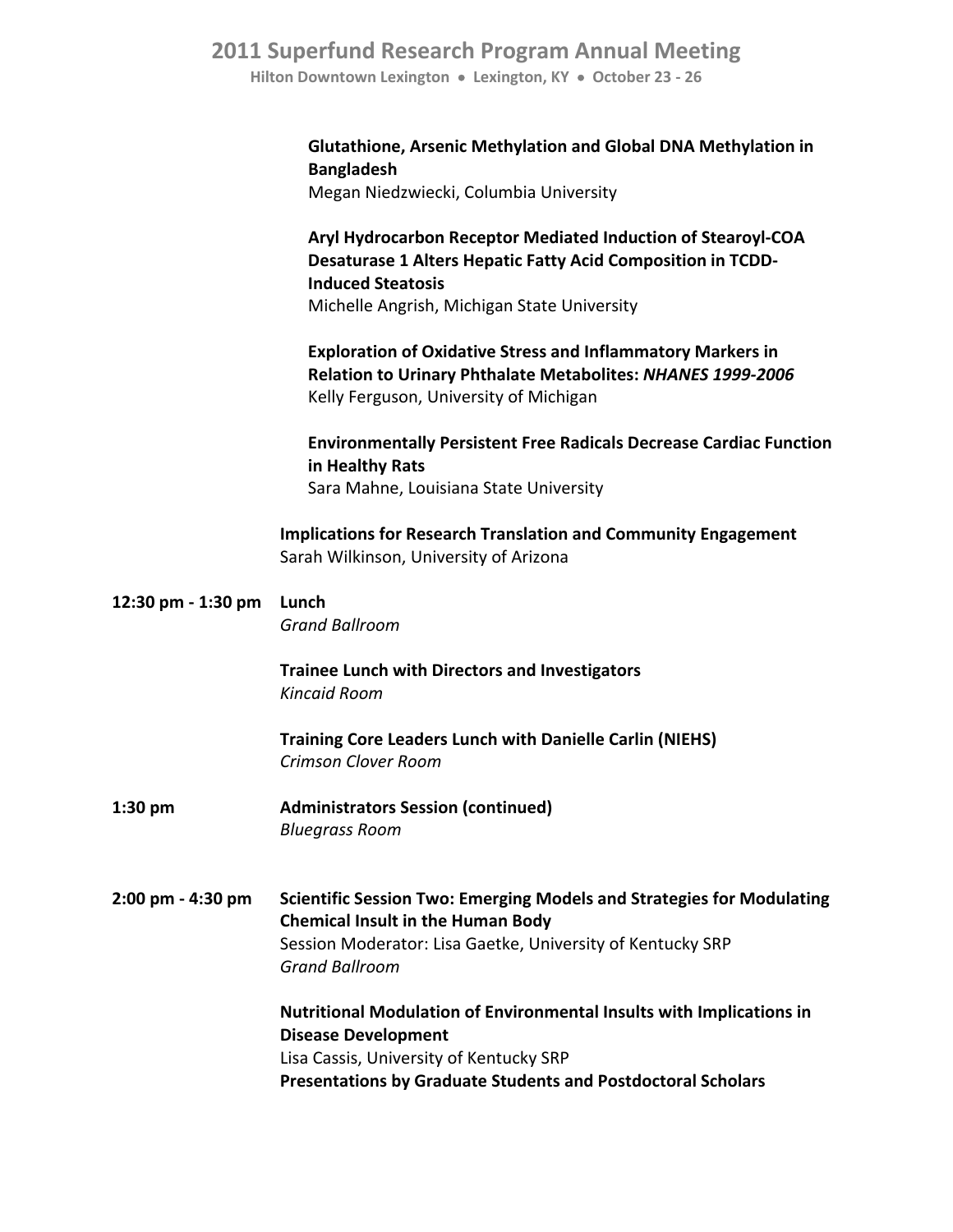**Glutathione, Arsenic Methylation and Global DNA Methylation in Bangladesh**
Megan Niedzwiecki, Columbia University

**Aryl Hydrocarbon Receptor Mediated Induction of Stearoyl-COA Desaturase 1 Alters Hepatic Fatty Acid Composition in TCDD-Induced Steatosis**
Michelle Angrish, Michigan State University

**Exploration of Oxidative Stress and Inflammatory Markers in Relation to Urinary Phthalate Metabolites: *NHANES 1999-2006***
Kelly Ferguson, University of Michigan

**Environmentally Persistent Free Radicals Decrease Cardiac Function in Healthy Rats**
Sara Mahne, Louisiana State University

**Implications for Research Translation and Community Engagement**
Sarah Wilkinson, University of Arizona

**12:30 pm - 1:30 pm** **Lunch**
*Grand Ballroom*

**Trainee Lunch with Directors and Investigators**
*Kincaid Room*

**Training Core Leaders Lunch with Danielle Carlin (NIEHS)**
*Crimson Clover Room*

**1:30 pm** **Administrators Session (continued)**
*Bluegrass Room*

**2:00 pm - 4:30 pm** **Scientific Session Two: Emerging Models and Strategies for Modulating Chemical Insult in the Human Body**
Session Moderator: Lisa Gaetke, University of Kentucky SRP
*Grand Ballroom*

**Nutritional Modulation of Environmental Insults with Implications in Disease Development**
Lisa Cassis, University of Kentucky SRP
**Presentations by Graduate Students and Postdoctoral Scholars**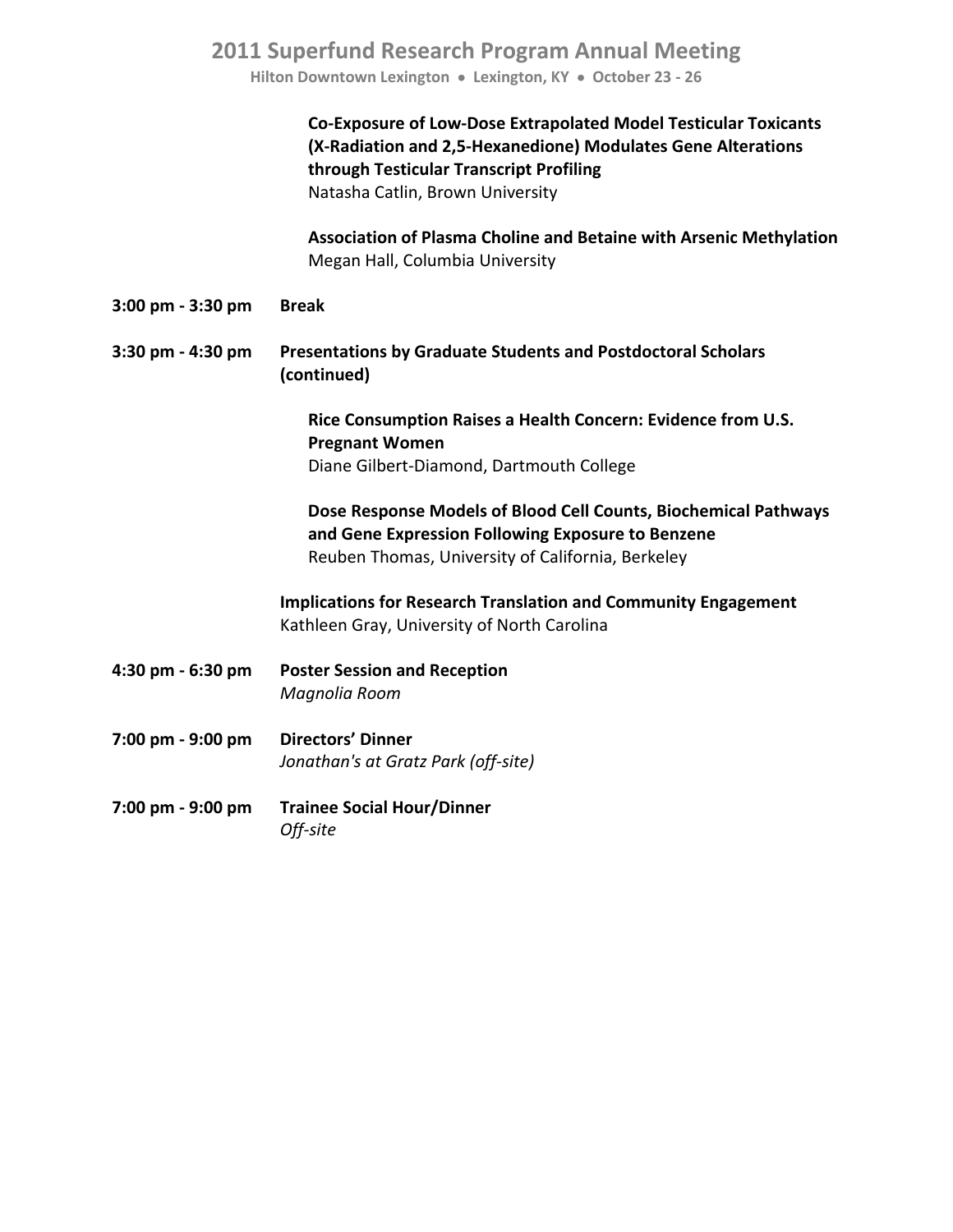**Co-Exposure of Low-Dose Extrapolated Model Testicular Toxicants (X-Radiation and 2,5-Hexanedione) Modulates Gene Alterations through Testicular Transcript Profiling**
Natasha Catlin, Brown University

**Association of Plasma Choline and Betaine with Arsenic Methylation**
Megan Hall, Columbia University

**3:00 pm - 3:30 pm** **Break**

**3:30 pm - 4:30 pm** **Presentations by Graduate Students and Postdoctoral Scholars (continued)**

**Rice Consumption Raises a Health Concern: Evidence from U.S. Pregnant Women**
Diane Gilbert-Diamond, Dartmouth College

**Dose Response Models of Blood Cell Counts, Biochemical Pathways and Gene Expression Following Exposure to Benzene**
Reuben Thomas, University of California, Berkeley

**Implications for Research Translation and Community Engagement**
Kathleen Gray, University of North Carolina

**4:30 pm - 6:30 pm** **Poster Session and Reception**
*Magnolia Room*

**7:00 pm - 9:00 pm** **Directors' Dinner**
*Jonathan's at Gratz Park (off-site)*

**7:00 pm - 9:00 pm** **Trainee Social Hour/Dinner**
*Off-site*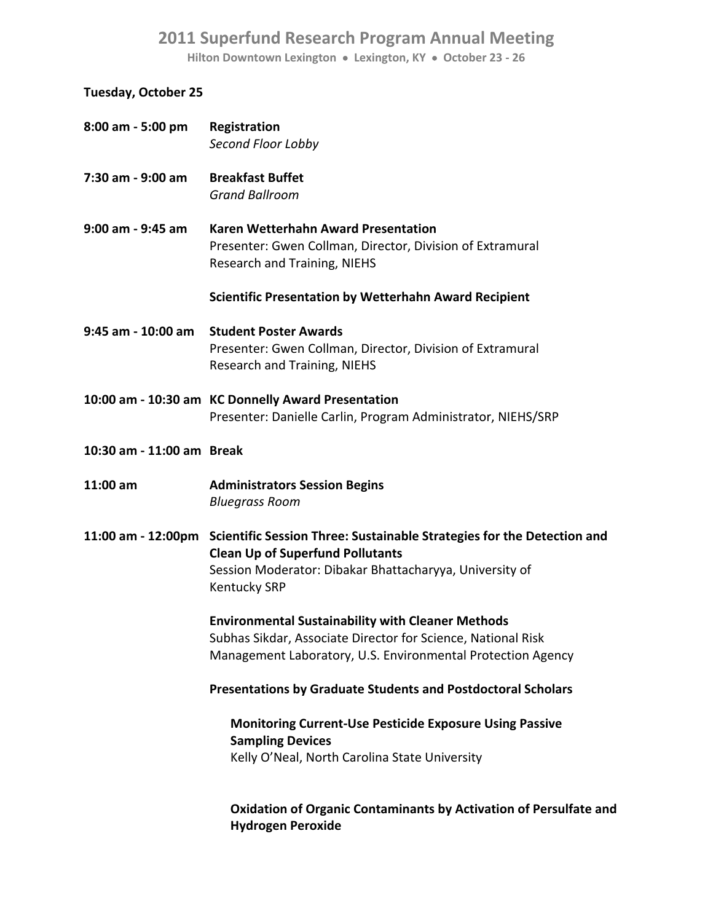## 2011 Superfund Research Program Annual Meeting

**Hilton Downtown Lexington • Lexington, KY • October 23 - 26**

### Tuesday, October 25

**8:00 am - 5:00 pm** **Registration**
*Second Floor Lobby*

**7:30 am - 9:00 am** **Breakfast Buffet**
*Grand Ballroom*

**9:00 am - 9:45 am** **Karen Wetterhahn Award Presentation**
Presenter: Gwen Collman, Director, Division of Extramural Research and Training, NIEHS

**Scientific Presentation by Wetterhahn Award Recipient**

**9:45 am - 10:00 am** **Student Poster Awards**
Presenter: Gwen Collman, Director, Division of Extramural Research and Training, NIEHS

**10:00 am - 10:30 am** **KC Donnelly Award Presentation**
Presenter: Danielle Carlin, Program Administrator, NIEHS/SRP

**10:30 am - 11:00 am** **Break**

**11:00 am** **Administrators Session Begins**
*Bluegrass Room*

**11:00 am - 12:00pm** **Scientific Session Three: Sustainable Strategies for the Detection and Clean Up of Superfund Pollutants**
Session Moderator: Dibakar Bhattacharyya, University of Kentucky SRP

**Environmental Sustainability with Cleaner Methods**
Subhas Sikdar, Associate Director for Science, National Risk Management Laboratory, U.S. Environmental Protection Agency

**Presentations by Graduate Students and Postdoctoral Scholars**

**Monitoring Current-Use Pesticide Exposure Using Passive Sampling Devices**
Kelly O'Neal, North Carolina State University

**Oxidation of Organic Contaminants by Activation of Persulfate and Hydrogen Peroxide**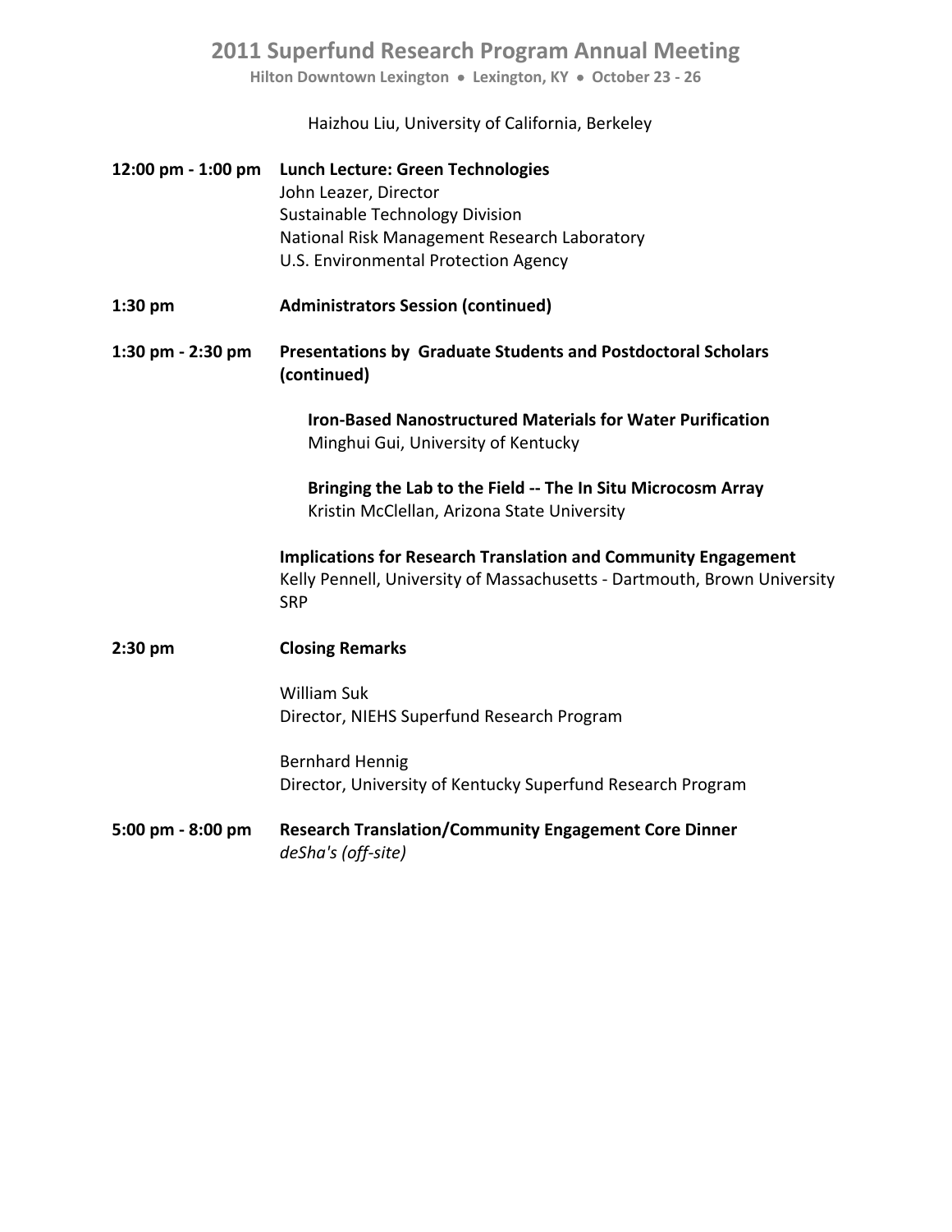Haizhou Liu, University of California, Berkeley

**12:00 pm - 1:00 pm** **Lunch Lecture: Green Technologies**
John Leazer, Director
Sustainable Technology Division
National Risk Management Research Laboratory
U.S. Environmental Protection Agency

**1:30 pm** **Administrators Session (continued)**

**1:30 pm - 2:30 pm** **Presentations by Graduate Students and Postdoctoral Scholars (continued)**

**Iron-Based Nanostructured Materials for Water Purification**
Minghui Gui, University of Kentucky

**Bringing the Lab to the Field -- The In Situ Microcosm Array**
Kristin McClellan, Arizona State University

**Implications for Research Translation and Community Engagement**
Kelly Pennell, University of Massachusetts - Dartmouth, Brown University SRP

**2:30 pm** **Closing Remarks**

William Suk
Director, NIEHS Superfund Research Program

Bernhard Hennig
Director, University of Kentucky Superfund Research Program

**5:00 pm - 8:00 pm** **Research Translation/Community Engagement Core Dinner**
*deSha's (off-site)*